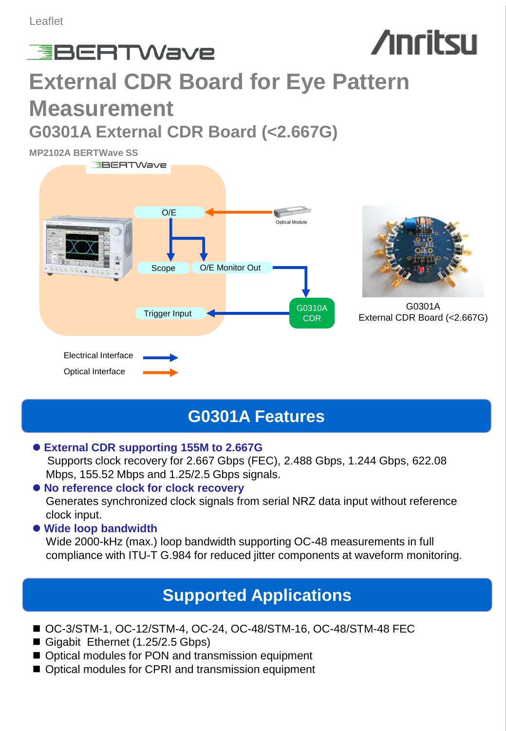Leaflet

BERTWave

# External CDR Board for Eye Pattern Measurement

## G0301A External CDR Board (<2.667G)

MP2102A BERTWave SS

BERTWave

O/E

Optical Module

Scope

O/E Monitor Out

Trigger Input

G0310A CDR

Electrical Interface

Optical Interface

G0301A
External CDR Board (<2.667G)

## G0301A Features

- **External CDR supporting 155M to 2.667G**
  Supports clock recovery for 2.667 Gbps (FEC), 2.488 Gbps, 1.244 Gbps, 622.08 Mbps, 155.52 Mbps and 1.25/2.5 Gbps signals.
- **No reference clock for clock recovery**
  Generates synchronized clock signals from serial NRZ data input without reference clock input.
- **Wide loop bandwidth**
  Wide 2000-kHz (max.) loop bandwidth supporting OC-48 measurements in full compliance with ITU-T G.984 for reduced jitter components at waveform monitoring.

## Supported Applications

- OC-3/STM-1, OC-12/STM-4, OC-24, OC-48/STM-16, OC-48/STM-48 FEC
- Gigabit Ethernet (1.25/2.5 Gbps)
- Optical modules for PON and transmission equipment
- Optical modules for CPRI and transmission equipment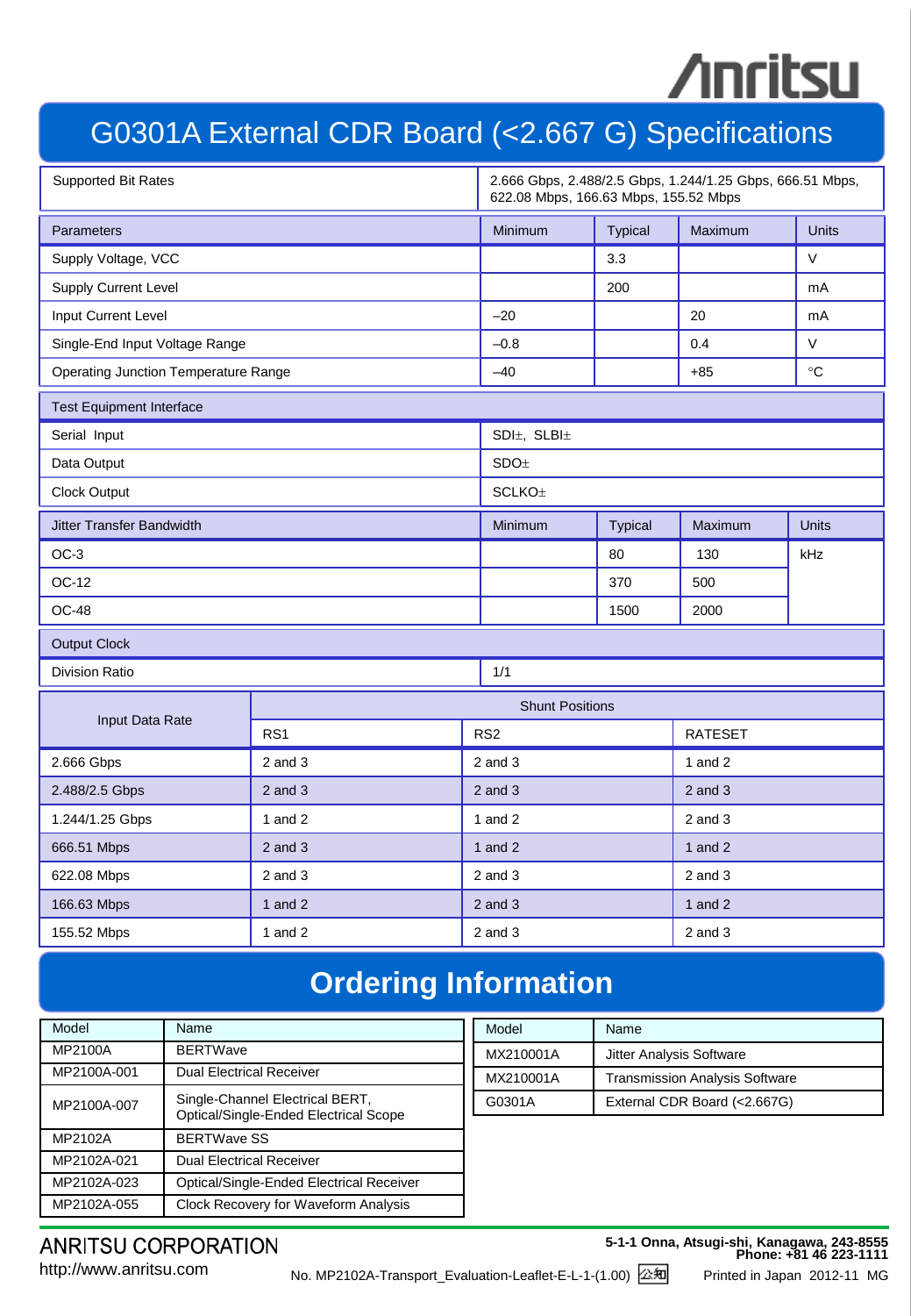# G0301A External CDR Board (<2.667 G) Specifications

| | |
|---|---|
| Supported Bit Rates | 2.666 Gbps, 2.488/2.5 Gbps, 1.244/1.25 Gbps, 666.51 Mbps, 622.08 Mbps, 166.63 Mbps, 155.52 Mbps |

| Parameters | Minimum | Typical | Maximum | Units |
|---|---|---|---|---|
| Supply Voltage, VCC | | 3.3 | | V |
| Supply Current Level | | 200 | | mA |
| Input Current Level | –20 | | 20 | mA |
| Single-End Input Voltage Range | –0.8 | | 0.4 | V |
| Operating Junction Temperature Range | –40 | | +85 | °C |

| Test Equipment Interface | |
|---|---|
| Serial Input | SDI±, SLBI± |
| Data Output | SDO± |
| Clock Output | SCLKO± |

| Jitter Transfer Bandwidth | Minimum | Typical | Maximum | Units |
|---|---|---|---|---|
| OC-3 | | 80 | 130 | kHz |
| OC-12 | | 370 | 500 | |
| OC-48 | | 1500 | 2000 | |

| Output Clock | |
|---|---|
| Division Ratio | 1/1 |

| Input Data Rate | Shunt Positions | | |
|---|---|---|---|
| | RS1 | RS2 | RATESET |
| 2.666 Gbps | 2 and 3 | 2 and 3 | 1 and 2 |
| 2.488/2.5 Gbps | 2 and 3 | 2 and 3 | 2 and 3 |
| 1.244/1.25 Gbps | 1 and 2 | 1 and 2 | 2 and 3 |
| 666.51 Mbps | 2 and 3 | 1 and 2 | 1 and 2 |
| 622.08 Mbps | 2 and 3 | 2 and 3 | 2 and 3 |
| 166.63 Mbps | 1 and 2 | 2 and 3 | 1 and 2 |
| 155.52 Mbps | 1 and 2 | 2 and 3 | 2 and 3 |

# Ordering Information

| Model | Name |
|---|---|
| MP2100A | BERTWave |
| MP2100A-001 | Dual Electrical Receiver |
| MP2100A-007 | Single-Channel Electrical BERT, Optical/Single-Ended Electrical Scope |
| MP2102A | BERTWave SS |
| MP2102A-021 | Dual Electrical Receiver |
| MP2102A-023 | Optical/Single-Ended Electrical Receiver |
| MP2102A-055 | Clock Recovery for Waveform Analysis |

| Model | Name |
|---|---|
| MX210001A | Jitter Analysis Software |
| MX210001A | Transmission Analysis Software |
| G0301A | External CDR Board (<2.667G) |

ANRITSU CORPORATION
http://www.anritsu.com

5-1-1 Onna, Atsugi-shi, Kanagawa, 243-8555
Phone: +81 46 223-1111

No. MP2102A-Transport_Evaluation-Leaflet-E-L-1-(1.00) 公知 Printed in Japan 2012-11 MG